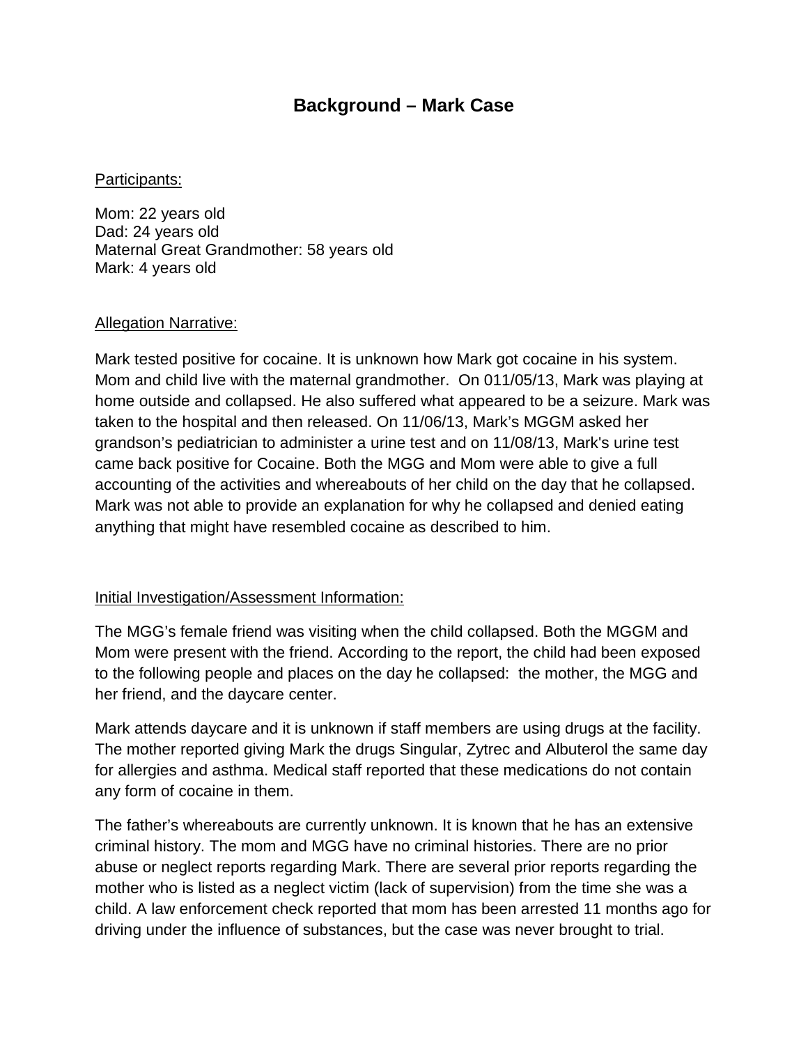# Background – Mark Case

Participants:

Mom: 22 years old
Dad: 24 years old
Maternal Great Grandmother: 58 years old
Mark: 4 years old

Allegation Narrative:

Mark tested positive for cocaine. It is unknown how Mark got cocaine in his system. Mom and child live with the maternal grandmother. On 011/05/13, Mark was playing at home outside and collapsed. He also suffered what appeared to be a seizure. Mark was taken to the hospital and then released. On 11/06/13, Mark's MGGM asked her grandson's pediatrician to administer a urine test and on 11/08/13, Mark's urine test came back positive for Cocaine. Both the MGG and Mom were able to give a full accounting of the activities and whereabouts of her child on the day that he collapsed. Mark was not able to provide an explanation for why he collapsed and denied eating anything that might have resembled cocaine as described to him.

Initial Investigation/Assessment Information:

The MGG's female friend was visiting when the child collapsed. Both the MGGM and Mom were present with the friend. According to the report, the child had been exposed to the following people and places on the day he collapsed: the mother, the MGG and her friend, and the daycare center.

Mark attends daycare and it is unknown if staff members are using drugs at the facility. The mother reported giving Mark the drugs Singular, Zytrec and Albuterol the same day for allergies and asthma. Medical staff reported that these medications do not contain any form of cocaine in them.

The father's whereabouts are currently unknown. It is known that he has an extensive criminal history. The mom and MGG have no criminal histories. There are no prior abuse or neglect reports regarding Mark. There are several prior reports regarding the mother who is listed as a neglect victim (lack of supervision) from the time she was a child. A law enforcement check reported that mom has been arrested 11 months ago for driving under the influence of substances, but the case was never brought to trial.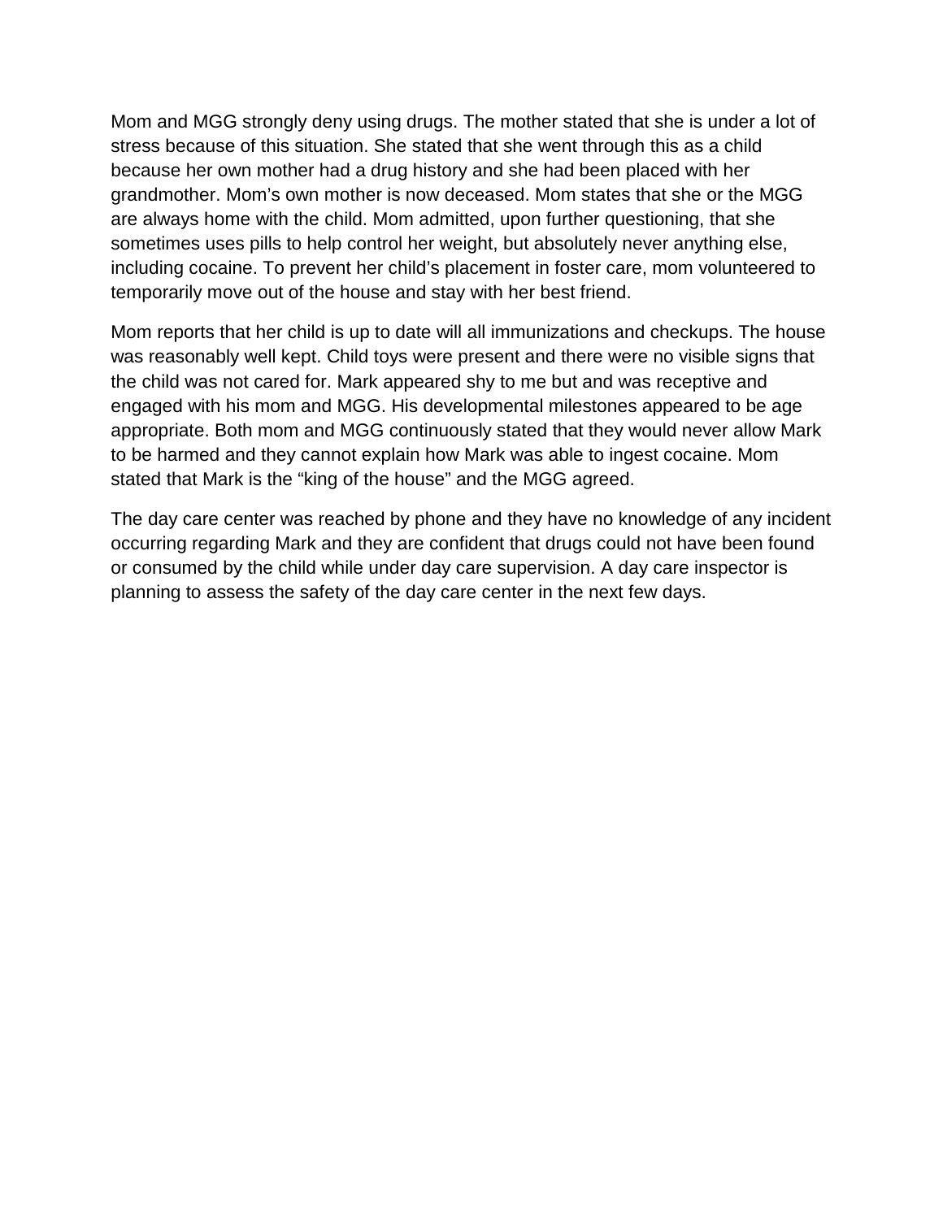Mom and MGG strongly deny using drugs. The mother stated that she is under a lot of stress because of this situation. She stated that she went through this as a child because her own mother had a drug history and she had been placed with her grandmother. Mom's own mother is now deceased. Mom states that she or the MGG are always home with the child. Mom admitted, upon further questioning, that she sometimes uses pills to help control her weight, but absolutely never anything else, including cocaine. To prevent her child's placement in foster care, mom volunteered to temporarily move out of the house and stay with her best friend.

Mom reports that her child is up to date will all immunizations and checkups. The house was reasonably well kept. Child toys were present and there were no visible signs that the child was not cared for. Mark appeared shy to me but and was receptive and engaged with his mom and MGG. His developmental milestones appeared to be age appropriate. Both mom and MGG continuously stated that they would never allow Mark to be harmed and they cannot explain how Mark was able to ingest cocaine. Mom stated that Mark is the "king of the house" and the MGG agreed.

The day care center was reached by phone and they have no knowledge of any incident occurring regarding Mark and they are confident that drugs could not have been found or consumed by the child while under day care supervision. A day care inspector is planning to assess the safety of the day care center in the next few days.